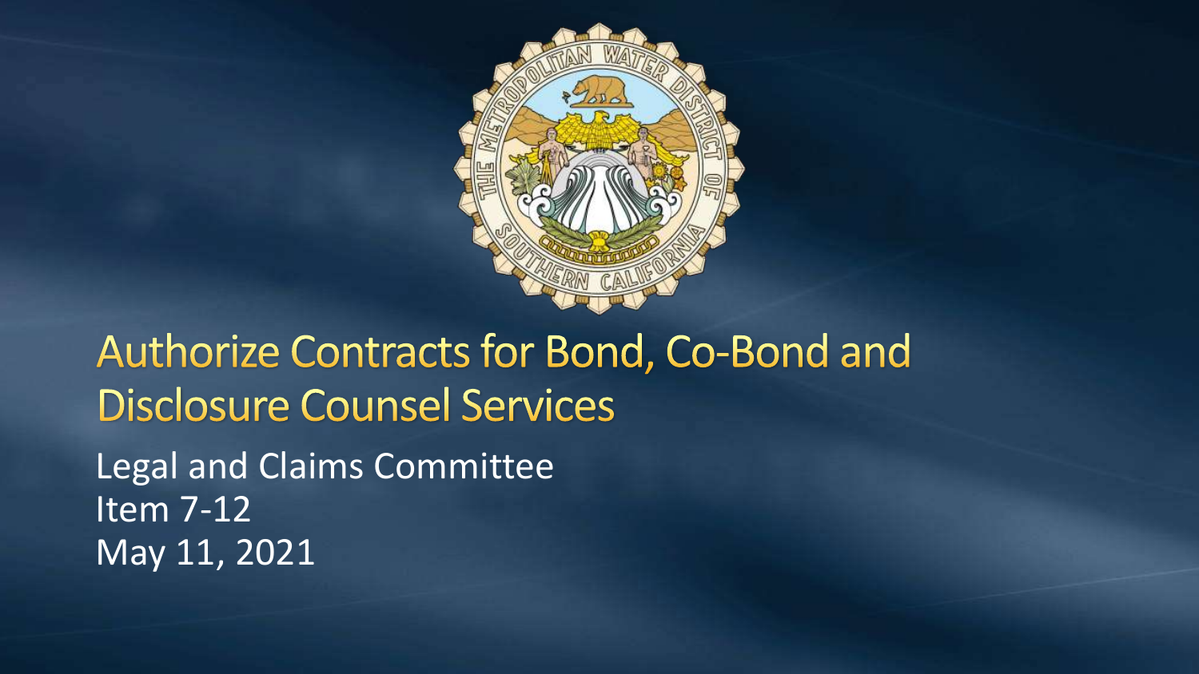# Authorize Contracts for Bond, Co-Bond and Disclosure Counsel Services

Legal and Claims Committee

Item 7-12

May 11, 2021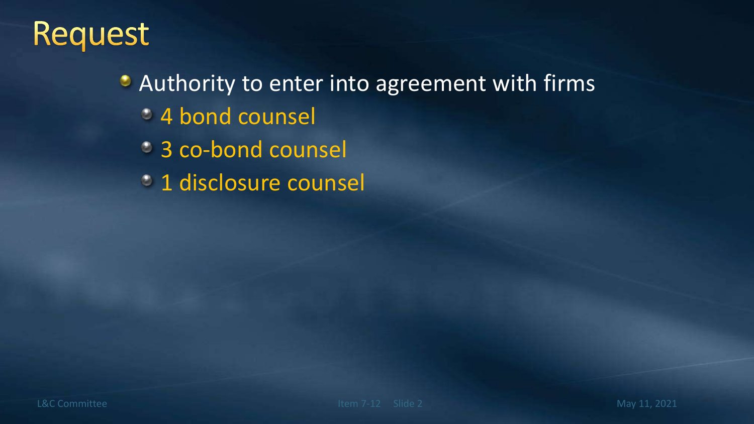# Request

- Authority to enter into agreement with firms
  - 4 bond counsel
  - 3 co-bond counsel
  - 1 disclosure counsel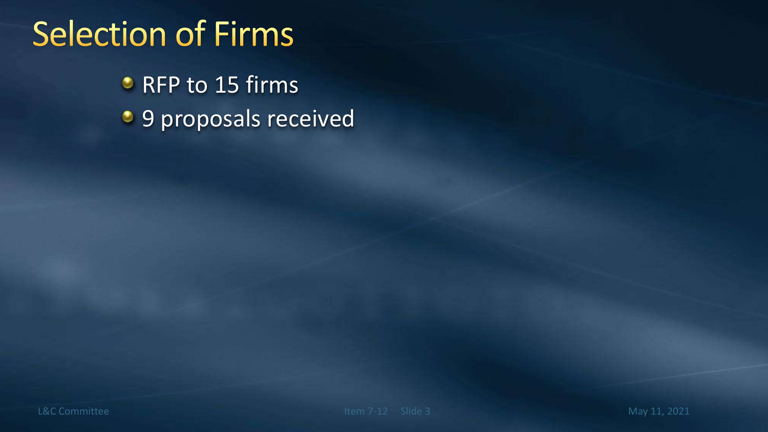# Selection of Firms

- RFP to 15 firms
- 9 proposals received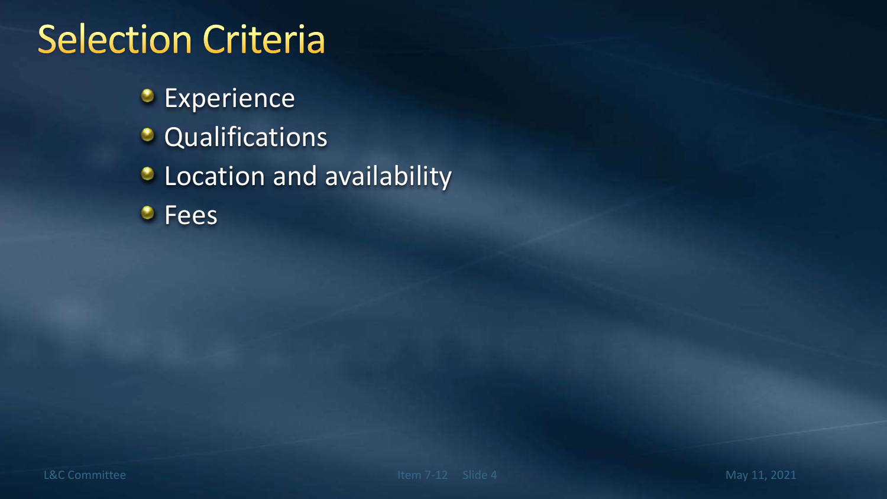# Selection Criteria

- Experience
- Qualifications
- Location and availability
- Fees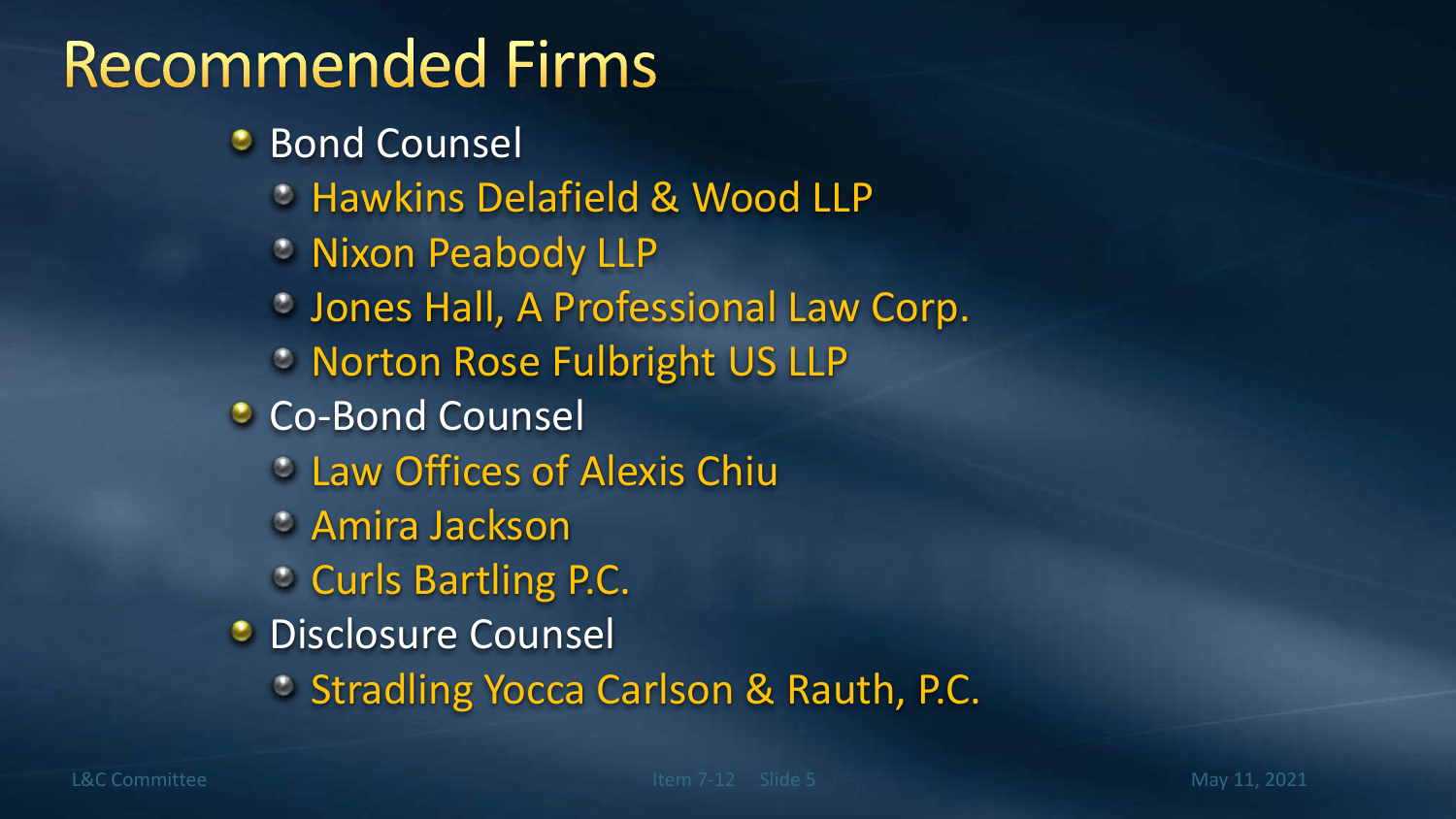# Recommended Firms

- Bond Counsel
  - Hawkins Delafield & Wood LLP
  - Nixon Peabody LLP
  - Jones Hall, A Professional Law Corp.
  - Norton Rose Fulbright US LLP
- Co-Bond Counsel
  - Law Offices of Alexis Chiu
  - Amira Jackson
  - Curls Bartling P.C.
- Disclosure Counsel
  - Stradling Yocca Carlson & Rauth, P.C.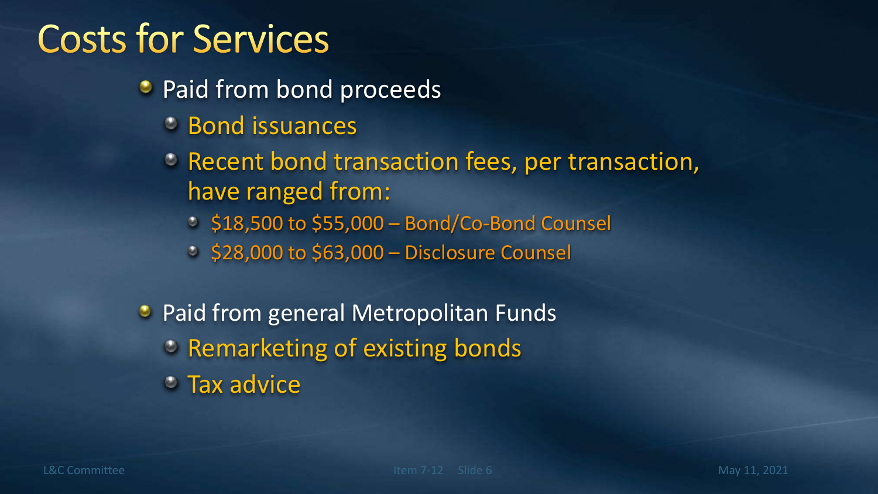# Costs for Services

- Paid from bond proceeds
  - Bond issuances
  - Recent bond transaction fees, per transaction, have ranged from:
    - $18,500 to $55,000 – Bond/Co-Bond Counsel
    - $28,000 to $63,000 – Disclosure Counsel
- Paid from general Metropolitan Funds
  - Remarketing of existing bonds
  - Tax advice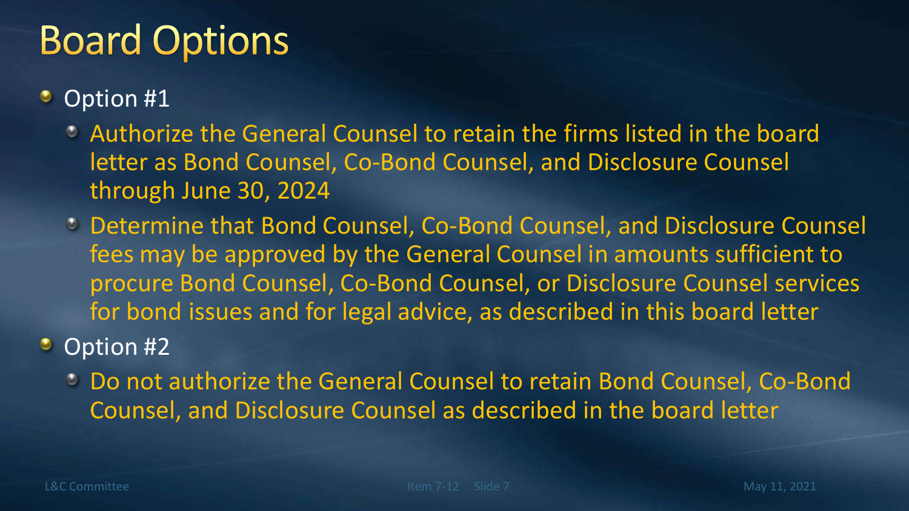# Board Options

- Option #1
  - Authorize the General Counsel to retain the firms listed in the board letter as Bond Counsel, Co-Bond Counsel, and Disclosure Counsel through June 30, 2024
  - Determine that Bond Counsel, Co-Bond Counsel, and Disclosure Counsel fees may be approved by the General Counsel in amounts sufficient to procure Bond Counsel, Co-Bond Counsel, or Disclosure Counsel services for bond issues and for legal advice, as described in this board letter
- Option #2
  - Do not authorize the General Counsel to retain Bond Counsel, Co-Bond Counsel, and Disclosure Counsel as described in the board letter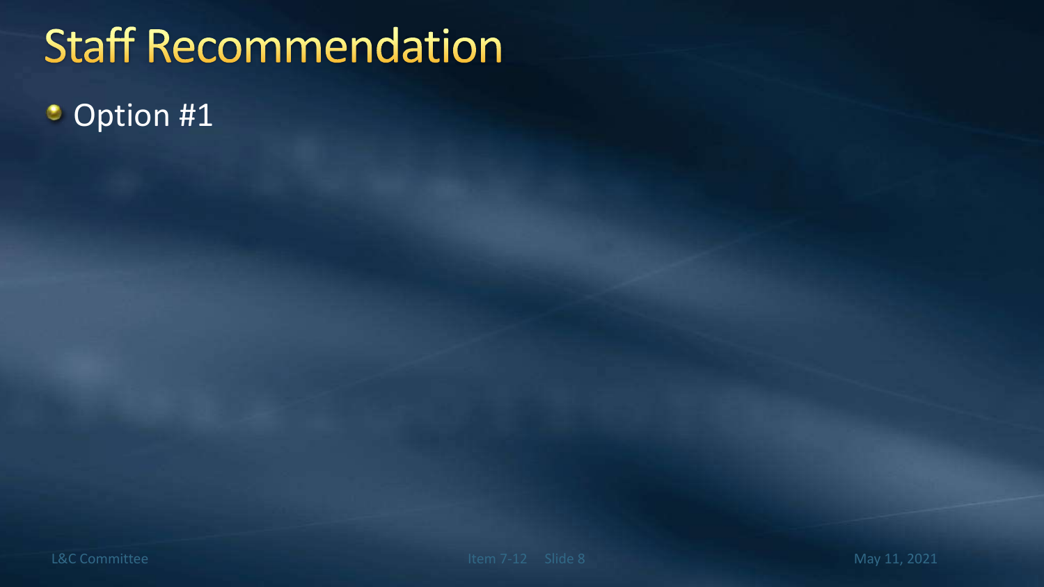# Staff Recommendation

- Option #1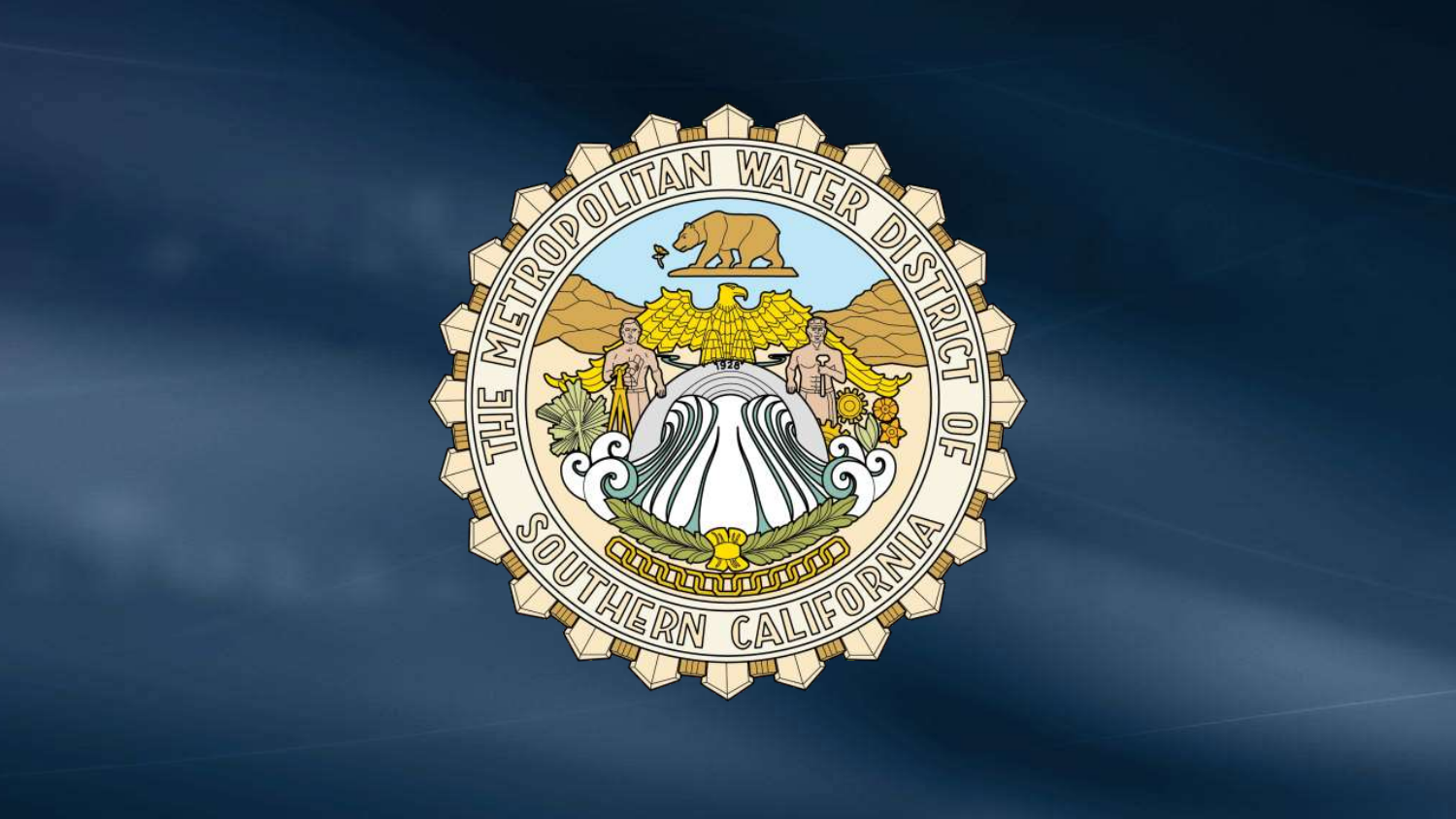THE METROPOLITAN WATER DISTRICT OF SOUTHERN CALIFORNIA

1928